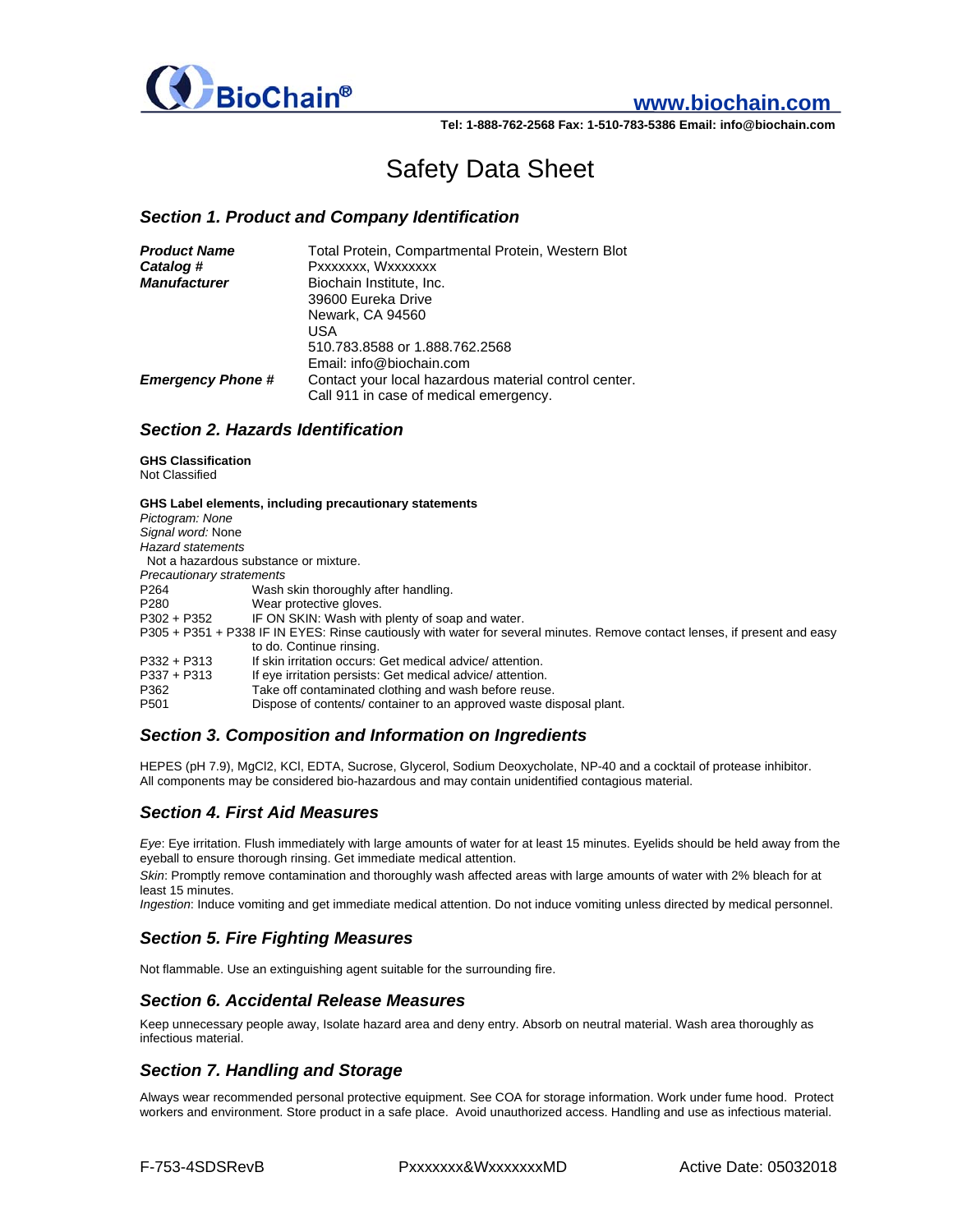BioChain®

www.biochain.com

Tel: 1-888-762-2568 Fax: 1-510-783-5386 Email: info@biochain.com

# Safety Data Sheet

## Section 1. Product and Company Identification

| | |
|---|---|
| ***Product Name*** | Total Protein, Compartmental Protein, Western Blot |
| ***Catalog #*** | Pxxxxxxx, Wxxxxxxx |
| ***Manufacturer*** | Biochain Institute, Inc.<br>39600 Eureka Drive<br>Newark, CA 94560<br>USA<br>510.783.8588 or 1.888.762.2568<br>Email: info@biochain.com |
| ***Emergency Phone #*** | Contact your local hazardous material control center.<br>Call 911 in case of medical emergency. |

## Section 2. Hazards Identification

**GHS Classification**
Not Classified

**GHS Label elements, including precautionary statements**
*Pictogram: None*
*Signal word:* None
*Hazard statements*
Not a hazardous substance or mixture.
*Precautionary stratements*

P264 Wash skin thoroughly after handling.
P280 Wear protective gloves.
P302 + P352 IF ON SKIN: Wash with plenty of soap and water.
P305 + P351 + P338 IF IN EYES: Rinse cautiously with water for several minutes. Remove contact lenses, if present and easy to do. Continue rinsing.
P332 + P313 If skin irritation occurs: Get medical advice/ attention.
P337 + P313 If eye irritation persists: Get medical advice/ attention.
P362 Take off contaminated clothing and wash before reuse.
P501 Dispose of contents/ container to an approved waste disposal plant.

## Section 3. Composition and Information on Ingredients

HEPES (pH 7.9), $MgCl_2$, KCl, EDTA, Sucrose, Glycerol, Sodium Deoxycholate, NP-40 and a cocktail of protease inhibitor.
All components may be considered bio-hazardous and may contain unidentified contagious material.

## Section 4. First Aid Measures

*Eye*: Eye irritation. Flush immediately with large amounts of water for at least 15 minutes. Eyelids should be held away from the eyeball to ensure thorough rinsing. Get immediate medical attention.
*Skin*: Promptly remove contamination and thoroughly wash affected areas with large amounts of water with 2% bleach for at least 15 minutes.
*Ingestion*: Induce vomiting and get immediate medical attention. Do not induce vomiting unless directed by medical personnel.

## Section 5. Fire Fighting Measures

Not flammable. Use an extinguishing agent suitable for the surrounding fire.

## Section 6. Accidental Release Measures

Keep unnecessary people away, Isolate hazard area and deny entry. Absorb on neutral material. Wash area thoroughly as infectious material.

## Section 7. Handling and Storage

Always wear recommended personal protective equipment. See COA for storage information. Work under fume hood. Protect workers and environment. Store product in a safe place. Avoid unauthorized access. Handling and use as infectious material.

F-753-4SDSRevB Pxxxxxxx&WxxxxxxxMD Active Date: 05032018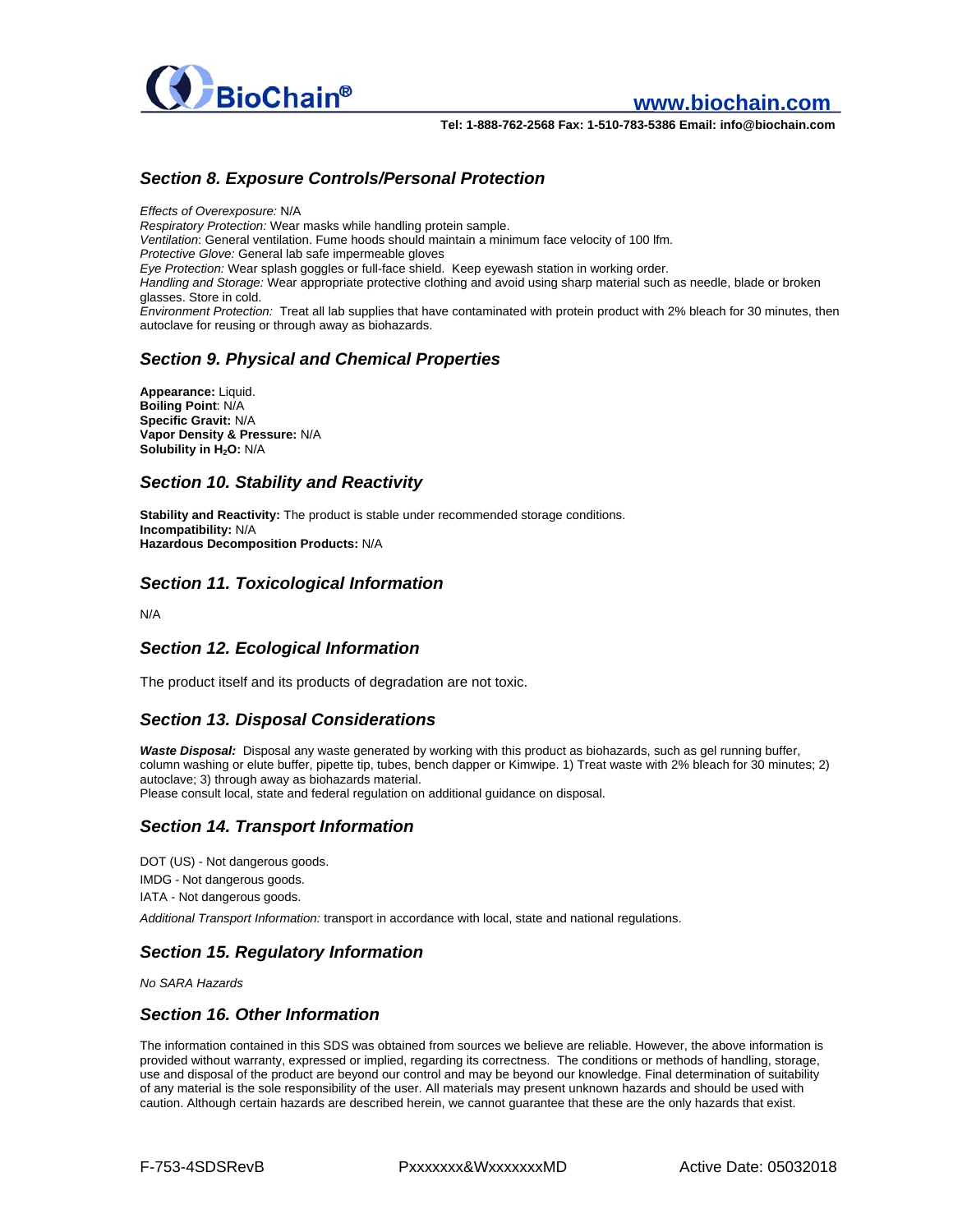## Section 8. Exposure Controls/Personal Protection

*Effects of Overexposure:* N/A
*Respiratory Protection:* Wear masks while handling protein sample.
*Ventilation*: General ventilation. Fume hoods should maintain a minimum face velocity of 100 lfm.
*Protective Glove:* General lab safe impermeable gloves
*Eye Protection:* Wear splash goggles or full-face shield. Keep eyewash station in working order.
*Handling and Storage:* Wear appropriate protective clothing and avoid using sharp material such as needle, blade or broken glasses. Store in cold.
*Environment Protection:* Treat all lab supplies that have contaminated with protein product with 2% bleach for 30 minutes, then autoclave for reusing or through away as biohazards.

## Section 9. Physical and Chemical Properties

**Appearance:** Liquid.
**Boiling Point**: N/A
**Specific Gravit:** N/A
**Vapor Density & Pressure:** N/A
**Solubility in $H_2O$:** N/A

## Section 10. Stability and Reactivity

**Stability and Reactivity:** The product is stable under recommended storage conditions.
**Incompatibility:** N/A
**Hazardous Decomposition Products:** N/A

## Section 11. Toxicological Information

N/A

## Section 12. Ecological Information

The product itself and its products of degradation are not toxic.

## Section 13. Disposal Considerations

***Waste Disposal:*** Disposal any waste generated by working with this product as biohazards, such as gel running buffer, column washing or elute buffer, pipette tip, tubes, bench dapper or Kimwipe. 1) Treat waste with 2% bleach for 30 minutes; 2) autoclave; 3) through away as biohazards material.
Please consult local, state and federal regulation on additional guidance on disposal.

## Section 14. Transport Information

DOT (US) - Not dangerous goods.

IMDG - Not dangerous goods.

IATA - Not dangerous goods.

*Additional Transport Information:* transport in accordance with local, state and national regulations.

## Section 15. Regulatory Information

*No SARA Hazards*

## Section 16. Other Information

The information contained in this SDS was obtained from sources we believe are reliable. However, the above information is provided without warranty, expressed or implied, regarding its correctness. The conditions or methods of handling, storage, use and disposal of the product are beyond our control and may be beyond our knowledge. Final determination of suitability of any material is the sole responsibility of the user. All materials may present unknown hazards and should be used with caution. Although certain hazards are described herein, we cannot guarantee that these are the only hazards that exist.